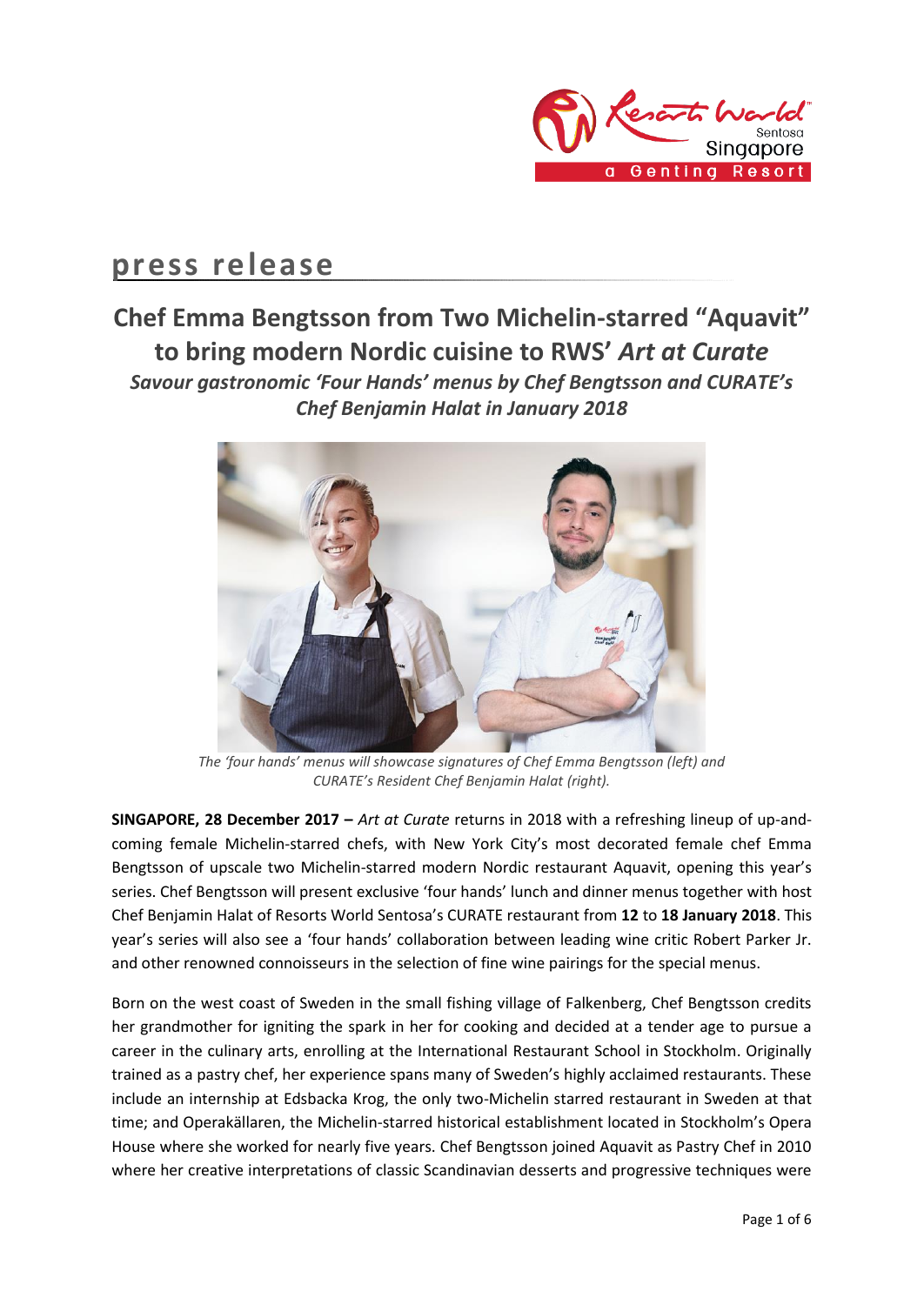# press release

## Chef Emma Bengtsson from Two Michelin-starred "Aquavit" to bring modern Nordic cuisine to RWS' *Art at Curate*

### *Savour gastronomic 'Four Hands' menus by Chef Bengtsson and CURATE's Chef Benjamin Halat in January 2018*

*The 'four hands' menus will showcase signatures of Chef Emma Bengtsson (left) and CURATE's Resident Chef Benjamin Halat (right).*

**SINGAPORE, 28 December 2017 –** *Art at Curate* returns in 2018 with a refreshing lineup of up-and-coming female Michelin-starred chefs, with New York City's most decorated female chef Emma Bengtsson of upscale two Michelin-starred modern Nordic restaurant Aquavit, opening this year's series. Chef Bengtsson will present exclusive 'four hands' lunch and dinner menus together with host Chef Benjamin Halat of Resorts World Sentosa's CURATE restaurant from **12** to **18 January 2018**. This year's series will also see a 'four hands' collaboration between leading wine critic Robert Parker Jr. and other renowned connoisseurs in the selection of fine wine pairings for the special menus.

Born on the west coast of Sweden in the small fishing village of Falkenberg, Chef Bengtsson credits her grandmother for igniting the spark in her for cooking and decided at a tender age to pursue a career in the culinary arts, enrolling at the International Restaurant School in Stockholm. Originally trained as a pastry chef, her experience spans many of Sweden's highly acclaimed restaurants. These include an internship at Edsbacka Krog, the only two-Michelin starred restaurant in Sweden at that time; and Operakällaren, the Michelin-starred historical establishment located in Stockholm's Opera House where she worked for nearly five years. Chef Bengtsson joined Aquavit as Pastry Chef in 2010 where her creative interpretations of classic Scandinavian desserts and progressive techniques were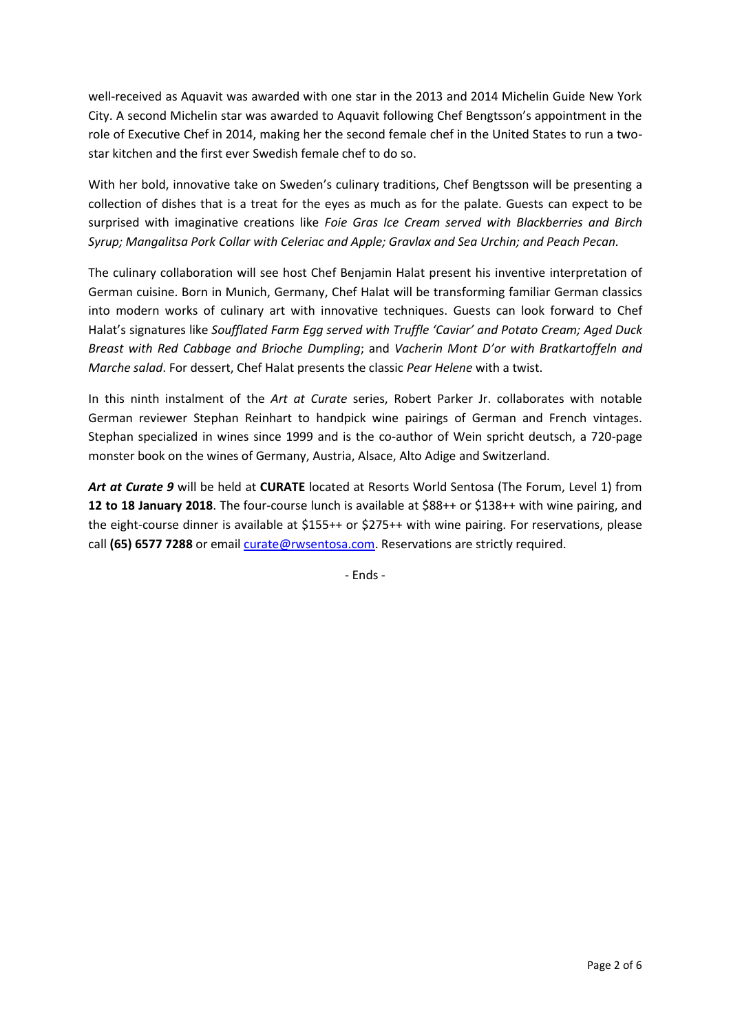well-received as Aquavit was awarded with one star in the 2013 and 2014 Michelin Guide New York City. A second Michelin star was awarded to Aquavit following Chef Bengtsson's appointment in the role of Executive Chef in 2014, making her the second female chef in the United States to run a two-star kitchen and the first ever Swedish female chef to do so.

With her bold, innovative take on Sweden's culinary traditions, Chef Bengtsson will be presenting a collection of dishes that is a treat for the eyes as much as for the palate. Guests can expect to be surprised with imaginative creations like *Foie Gras Ice Cream served with Blackberries and Birch Syrup; Mangalitsa Pork Collar with Celeriac and Apple; Gravlax and Sea Urchin; and Peach Pecan.*

The culinary collaboration will see host Chef Benjamin Halat present his inventive interpretation of German cuisine. Born in Munich, Germany, Chef Halat will be transforming familiar German classics into modern works of culinary art with innovative techniques. Guests can look forward to Chef Halat's signatures like *Soufflated Farm Egg served with Truffle 'Caviar' and Potato Cream; Aged Duck Breast with Red Cabbage and Brioche Dumpling*; and *Vacherin Mont D'or with Bratkartoffeln and Marche salad*. For dessert, Chef Halat presents the classic *Pear Helene* with a twist.

In this ninth instalment of the *Art at Curate* series, Robert Parker Jr. collaborates with notable German reviewer Stephan Reinhart to handpick wine pairings of German and French vintages. Stephan specialized in wines since 1999 and is the co-author of Wein spricht deutsch, a 720-page monster book on the wines of Germany, Austria, Alsace, Alto Adige and Switzerland.

***Art at Curate 9*** will be held at **CURATE** located at Resorts World Sentosa (The Forum, Level 1) from **12 to 18 January 2018**. The four-course lunch is available at $88++ or $138++ with wine pairing, and the eight-course dinner is available at $155++ or $275++ with wine pairing. For reservations, please call **(65) 6577 7288** or email curate@rwsentosa.com. Reservations are strictly required.

- Ends -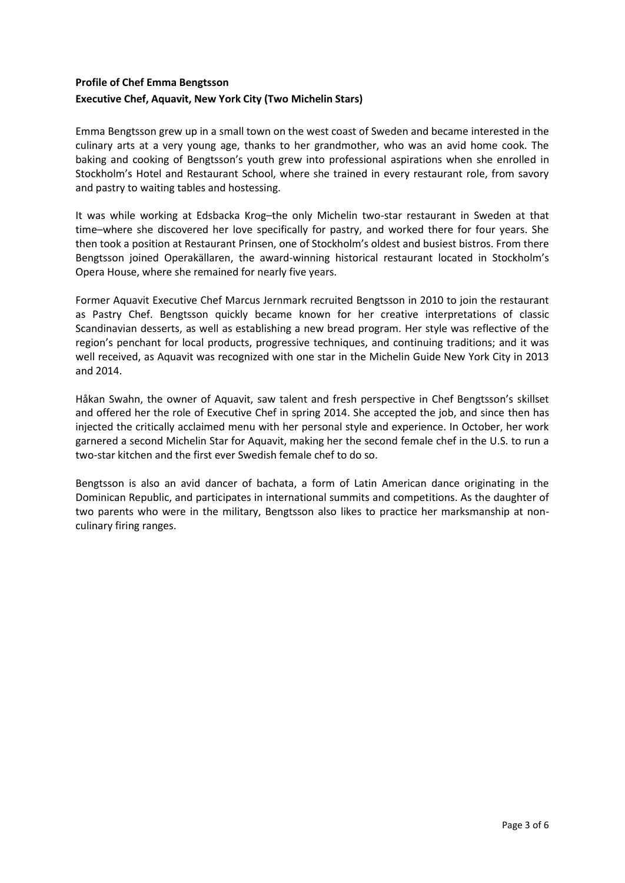**Profile of Chef Emma Bengtsson**
**Executive Chef, Aquavit, New York City (Two Michelin Stars)**

Emma Bengtsson grew up in a small town on the west coast of Sweden and became interested in the culinary arts at a very young age, thanks to her grandmother, who was an avid home cook. The baking and cooking of Bengtsson's youth grew into professional aspirations when she enrolled in Stockholm's Hotel and Restaurant School, where she trained in every restaurant role, from savory and pastry to waiting tables and hostessing.

It was while working at Edsbacka Krog–the only Michelin two-star restaurant in Sweden at that time–where she discovered her love specifically for pastry, and worked there for four years. She then took a position at Restaurant Prinsen, one of Stockholm's oldest and busiest bistros. From there Bengtsson joined Operakällaren, the award-winning historical restaurant located in Stockholm's Opera House, where she remained for nearly five years.

Former Aquavit Executive Chef Marcus Jernmark recruited Bengtsson in 2010 to join the restaurant as Pastry Chef. Bengtsson quickly became known for her creative interpretations of classic Scandinavian desserts, as well as establishing a new bread program. Her style was reflective of the region's penchant for local products, progressive techniques, and continuing traditions; and it was well received, as Aquavit was recognized with one star in the Michelin Guide New York City in 2013 and 2014.

Håkan Swahn, the owner of Aquavit, saw talent and fresh perspective in Chef Bengtsson's skillset and offered her the role of Executive Chef in spring 2014. She accepted the job, and since then has injected the critically acclaimed menu with her personal style and experience. In October, her work garnered a second Michelin Star for Aquavit, making her the second female chef in the U.S. to run a two-star kitchen and the first ever Swedish female chef to do so.

Bengtsson is also an avid dancer of bachata, a form of Latin American dance originating in the Dominican Republic, and participates in international summits and competitions. As the daughter of two parents who were in the military, Bengtsson also likes to practice her marksmanship at non-culinary firing ranges.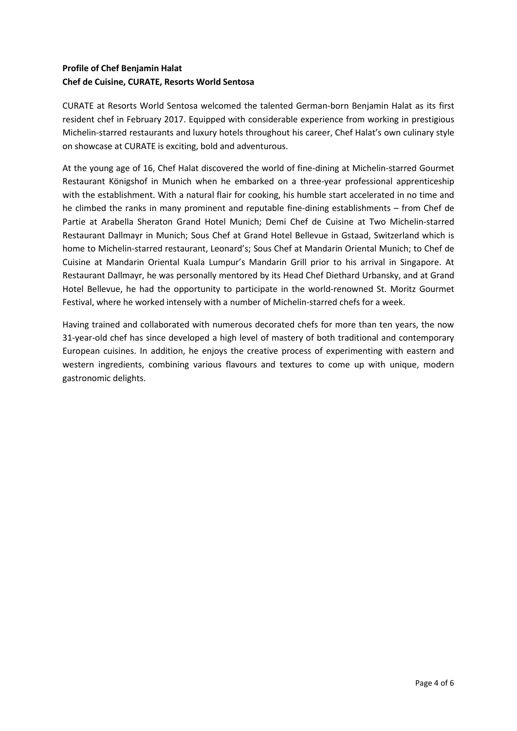**Profile of Chef Benjamin Halat**
**Chef de Cuisine, CURATE, Resorts World Sentosa**

CURATE at Resorts World Sentosa welcomed the talented German-born Benjamin Halat as its first resident chef in February 2017. Equipped with considerable experience from working in prestigious Michelin-starred restaurants and luxury hotels throughout his career, Chef Halat's own culinary style on showcase at CURATE is exciting, bold and adventurous.

At the young age of 16, Chef Halat discovered the world of fine-dining at Michelin-starred Gourmet Restaurant Königshof in Munich when he embarked on a three-year professional apprenticeship with the establishment. With a natural flair for cooking, his humble start accelerated in no time and he climbed the ranks in many prominent and reputable fine-dining establishments – from Chef de Partie at Arabella Sheraton Grand Hotel Munich; Demi Chef de Cuisine at Two Michelin-starred Restaurant Dallmayr in Munich; Sous Chef at Grand Hotel Bellevue in Gstaad, Switzerland which is home to Michelin-starred restaurant, Leonard's; Sous Chef at Mandarin Oriental Munich; to Chef de Cuisine at Mandarin Oriental Kuala Lumpur's Mandarin Grill prior to his arrival in Singapore. At Restaurant Dallmayr, he was personally mentored by its Head Chef Diethard Urbansky, and at Grand Hotel Bellevue, he had the opportunity to participate in the world-renowned St. Moritz Gourmet Festival, where he worked intensely with a number of Michelin-starred chefs for a week.

Having trained and collaborated with numerous decorated chefs for more than ten years, the now 31-year-old chef has since developed a high level of mastery of both traditional and contemporary European cuisines. In addition, he enjoys the creative process of experimenting with eastern and western ingredients, combining various flavours and textures to come up with unique, modern gastronomic delights.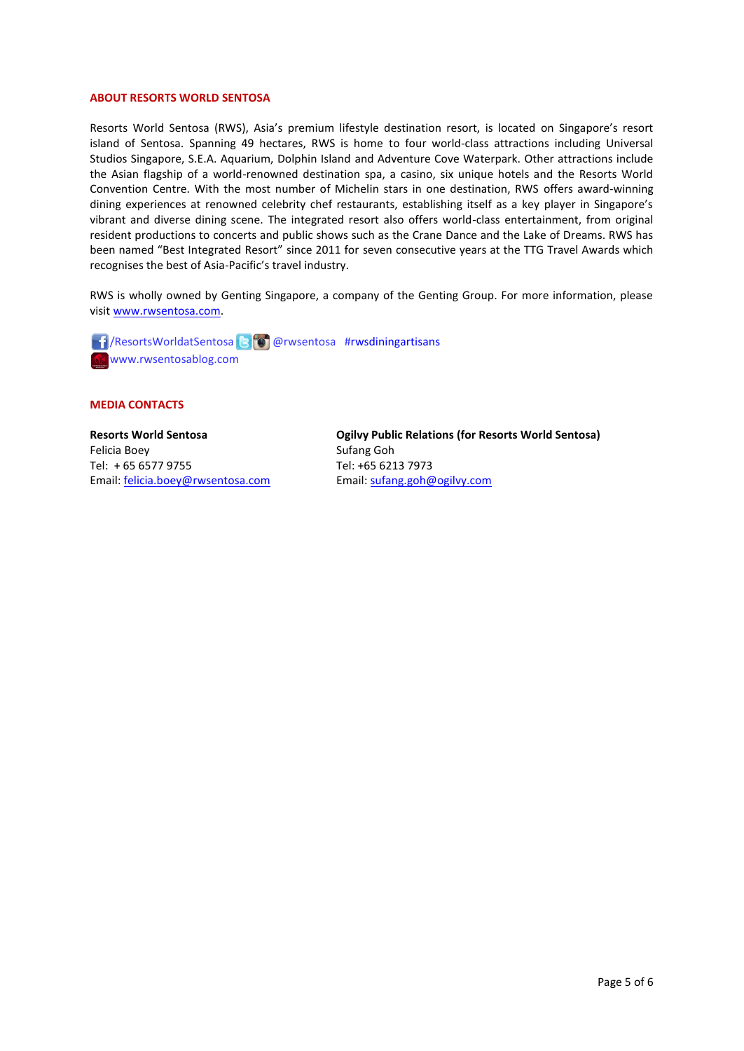## ABOUT RESORTS WORLD SENTOSA

Resorts World Sentosa (RWS), Asia's premium lifestyle destination resort, is located on Singapore's resort island of Sentosa. Spanning 49 hectares, RWS is home to four world-class attractions including Universal Studios Singapore, S.E.A. Aquarium, Dolphin Island and Adventure Cove Waterpark. Other attractions include the Asian flagship of a world-renowned destination spa, a casino, six unique hotels and the Resorts World Convention Centre. With the most number of Michelin stars in one destination, RWS offers award-winning dining experiences at renowned celebrity chef restaurants, establishing itself as a key player in Singapore's vibrant and diverse dining scene. The integrated resort also offers world-class entertainment, from original resident productions to concerts and public shows such as the Crane Dance and the Lake of Dreams. RWS has been named "Best Integrated Resort" since 2011 for seven consecutive years at the TTG Travel Awards which recognises the best of Asia-Pacific's travel industry.

RWS is wholly owned by Genting Singapore, a company of the Genting Group. For more information, please visit www.rwsentosa.com.

/ResortsWorldatSentosa @rwsentosa #rwsdiningartisans
www.rwsentosablog.com

## MEDIA CONTACTS

**Resorts World Sentosa**
Felicia Boey
Tel: + 65 6577 9755
Email: felicia.boey@rwsentosa.com

**Ogilvy Public Relations (for Resorts World Sentosa)**
Sufang Goh
Tel: +65 6213 7973
Email: sufang.goh@ogilvy.com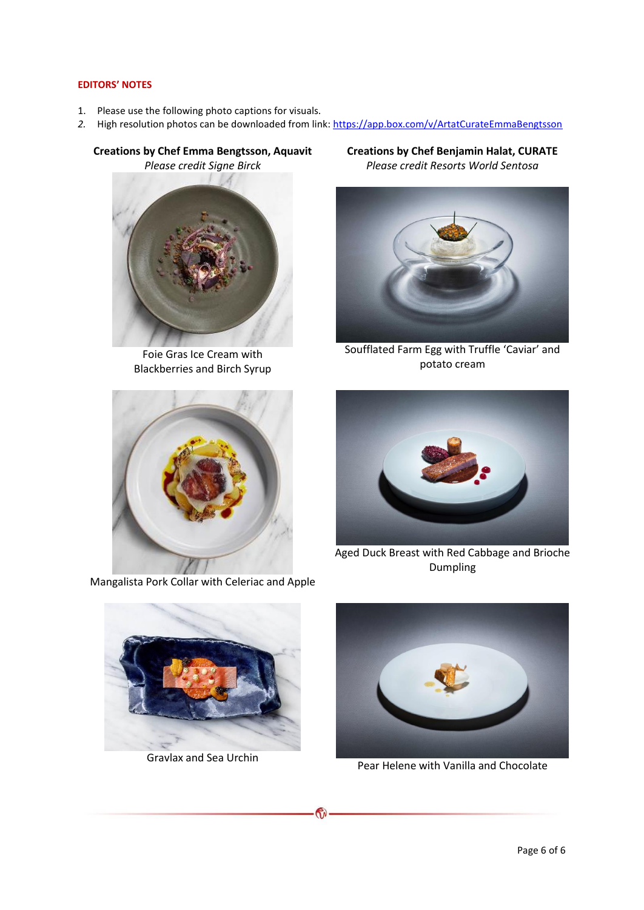**EDITORS' NOTES**

1. Please use the following photo captions for visuals.
2. High resolution photos can be downloaded from link: [https://app.box.com/v/ArtatCurateEmmaBengtsson](https://app.box.com/v/ArtatCurateEmmaBengtsson)

**Creations by Chef Emma Bengtsson, Aquavit**

*Please credit Signe Birck*

Foie Gras Ice Cream with Blackberries and Birch Syrup

Mangalista Pork Collar with Celeriac and Apple

Gravlax and Sea Urchin

**Creations by Chef Benjamin Halat, CURATE**

*Please credit Resorts World Sentosa*

Soufflated Farm Egg with Truffle 'Caviar' and potato cream

Aged Duck Breast with Red Cabbage and Brioche Dumpling

Pear Helene with Vanilla and Chocolate